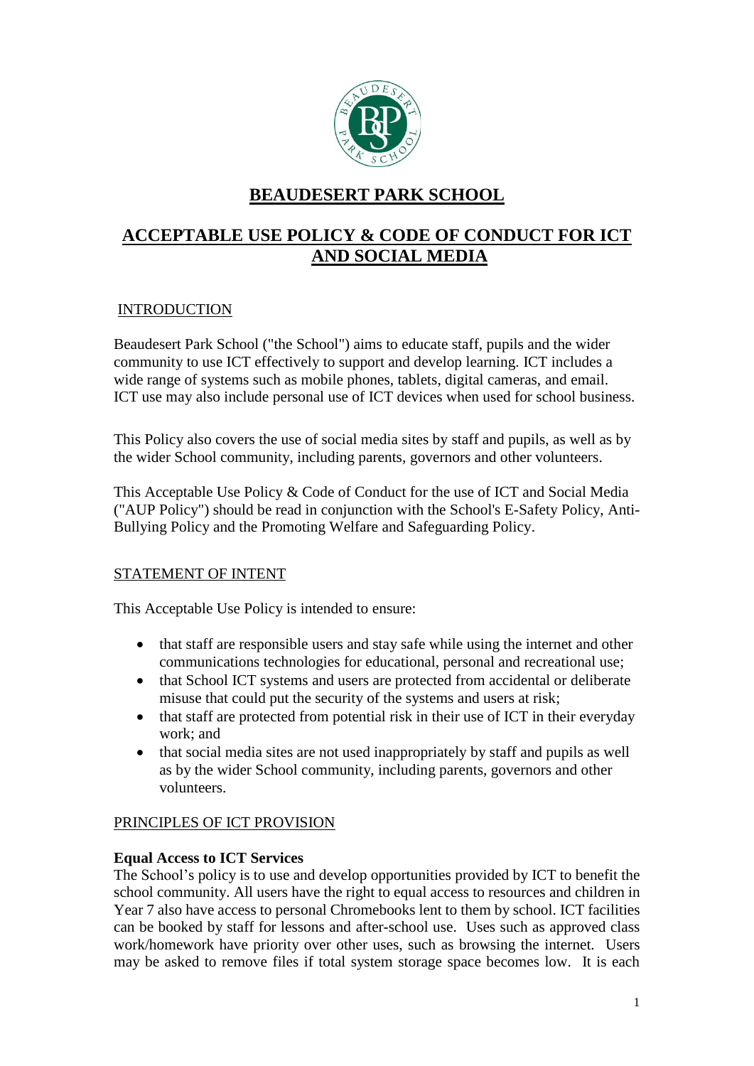# BEAUDESERT PARK SCHOOL

## ACCEPTABLE USE POLICY & CODE OF CONDUCT FOR ICT AND SOCIAL MEDIA

### INTRODUCTION

Beaudesert Park School ("the School") aims to educate staff, pupils and the wider community to use ICT effectively to support and develop learning. ICT includes a wide range of systems such as mobile phones, tablets, digital cameras, and email. ICT use may also include personal use of ICT devices when used for school business.

This Policy also covers the use of social media sites by staff and pupils, as well as by the wider School community, including parents, governors and other volunteers.

This Acceptable Use Policy & Code of Conduct for the use of ICT and Social Media ("AUP Policy") should be read in conjunction with the School's E-Safety Policy, Anti-Bullying Policy and the Promoting Welfare and Safeguarding Policy.

### STATEMENT OF INTENT

This Acceptable Use Policy is intended to ensure:

- that staff are responsible users and stay safe while using the internet and other communications technologies for educational, personal and recreational use;
- that School ICT systems and users are protected from accidental or deliberate misuse that could put the security of the systems and users at risk;
- that staff are protected from potential risk in their use of ICT in their everyday work; and
- that social media sites are not used inappropriately by staff and pupils as well as by the wider School community, including parents, governors and other volunteers.

### PRINCIPLES OF ICT PROVISION

**Equal Access to ICT Services**

The School's policy is to use and develop opportunities provided by ICT to benefit the school community. All users have the right to equal access to resources and children in Year 7 also have access to personal Chromebooks lent to them by school. ICT facilities can be booked by staff for lessons and after-school use. Uses such as approved class work/homework have priority over other uses, such as browsing the internet. Users may be asked to remove files if total system storage space becomes low. It is each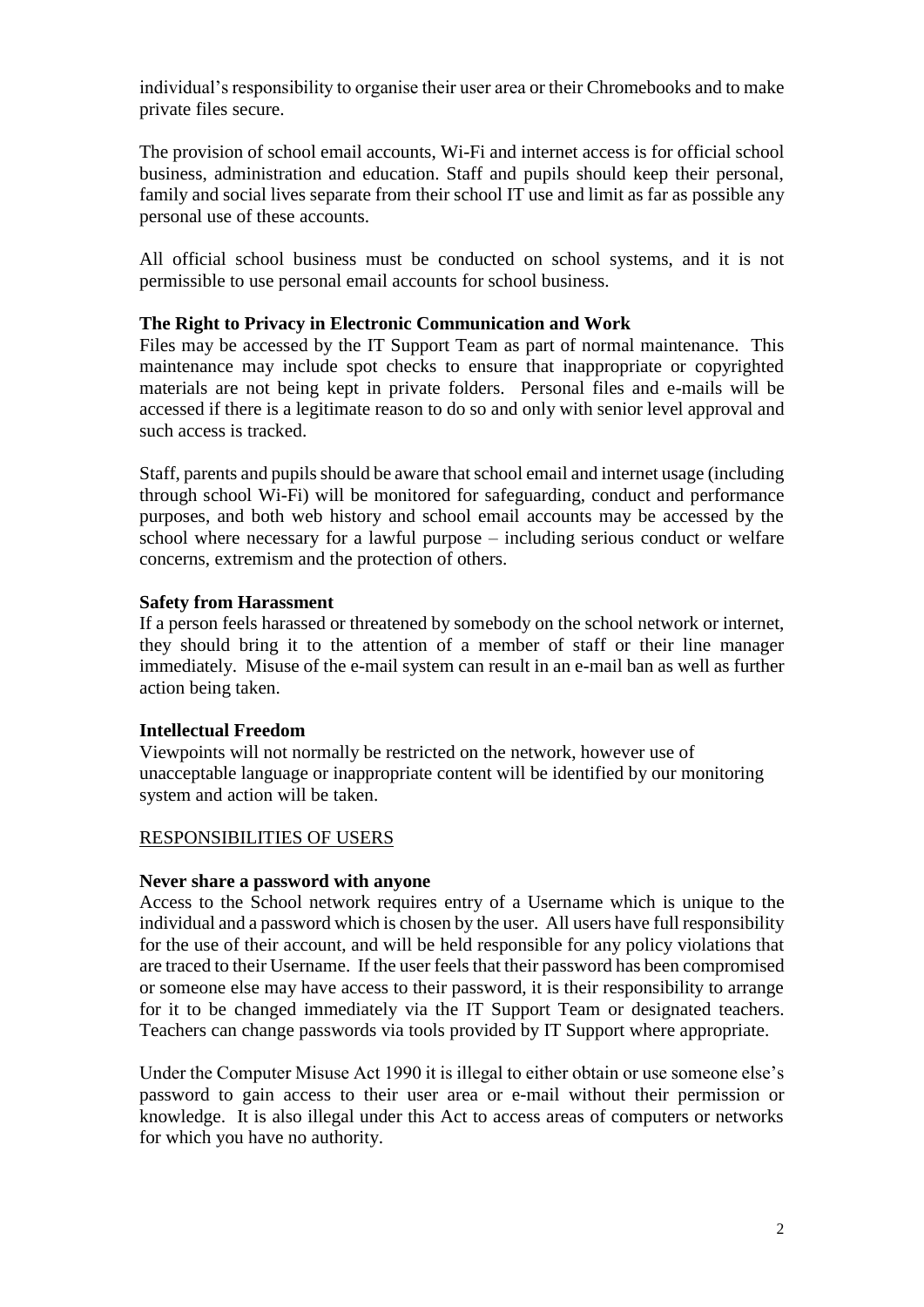individual's responsibility to organise their user area or their Chromebooks and to make private files secure.

The provision of school email accounts, Wi-Fi and internet access is for official school business, administration and education. Staff and pupils should keep their personal, family and social lives separate from their school IT use and limit as far as possible any personal use of these accounts.

All official school business must be conducted on school systems, and it is not permissible to use personal email accounts for school business.

**The Right to Privacy in Electronic Communication and Work**

Files may be accessed by the IT Support Team as part of normal maintenance. This maintenance may include spot checks to ensure that inappropriate or copyrighted materials are not being kept in private folders. Personal files and e-mails will be accessed if there is a legitimate reason to do so and only with senior level approval and such access is tracked.

Staff, parents and pupils should be aware that school email and internet usage (including through school Wi-Fi) will be monitored for safeguarding, conduct and performance purposes, and both web history and school email accounts may be accessed by the school where necessary for a lawful purpose – including serious conduct or welfare concerns, extremism and the protection of others.

**Safety from Harassment**

If a person feels harassed or threatened by somebody on the school network or internet, they should bring it to the attention of a member of staff or their line manager immediately. Misuse of the e-mail system can result in an e-mail ban as well as further action being taken.

**Intellectual Freedom**

Viewpoints will not normally be restricted on the network, however use of unacceptable language or inappropriate content will be identified by our monitoring system and action will be taken.

RESPONSIBILITIES OF USERS

**Never share a password with anyone**

Access to the School network requires entry of a Username which is unique to the individual and a password which is chosen by the user. All users have full responsibility for the use of their account, and will be held responsible for any policy violations that are traced to their Username. If the user feels that their password has been compromised or someone else may have access to their password, it is their responsibility to arrange for it to be changed immediately via the IT Support Team or designated teachers. Teachers can change passwords via tools provided by IT Support where appropriate.

Under the Computer Misuse Act 1990 it is illegal to either obtain or use someone else's password to gain access to their user area or e-mail without their permission or knowledge. It is also illegal under this Act to access areas of computers or networks for which you have no authority.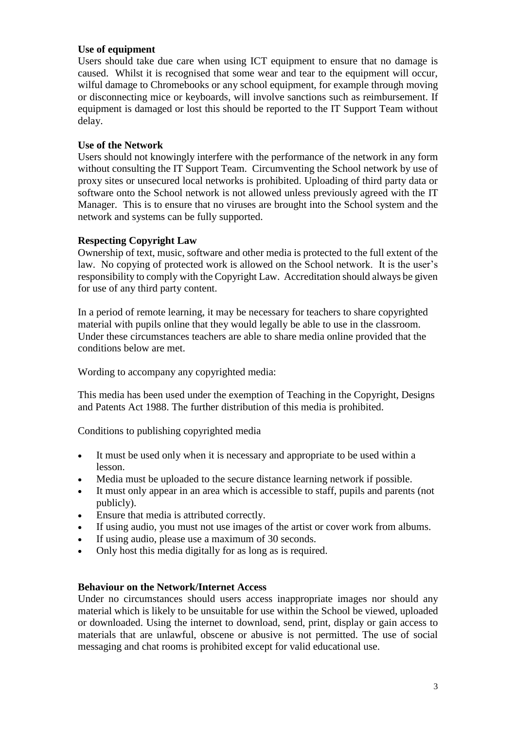**Use of equipment**

Users should take due care when using ICT equipment to ensure that no damage is caused. Whilst it is recognised that some wear and tear to the equipment will occur, wilful damage to Chromebooks or any school equipment, for example through moving or disconnecting mice or keyboards, will involve sanctions such as reimbursement. If equipment is damaged or lost this should be reported to the IT Support Team without delay.

**Use of the Network**

Users should not knowingly interfere with the performance of the network in any form without consulting the IT Support Team. Circumventing the School network by use of proxy sites or unsecured local networks is prohibited. Uploading of third party data or software onto the School network is not allowed unless previously agreed with the IT Manager. This is to ensure that no viruses are brought into the School system and the network and systems can be fully supported.

**Respecting Copyright Law**

Ownership of text, music, software and other media is protected to the full extent of the law. No copying of protected work is allowed on the School network. It is the user's responsibility to comply with the Copyright Law. Accreditation should always be given for use of any third party content.

In a period of remote learning, it may be necessary for teachers to share copyrighted material with pupils online that they would legally be able to use in the classroom. Under these circumstances teachers are able to share media online provided that the conditions below are met.

Wording to accompany any copyrighted media:

This media has been used under the exemption of Teaching in the Copyright, Designs and Patents Act 1988. The further distribution of this media is prohibited.

Conditions to publishing copyrighted media

- It must be used only when it is necessary and appropriate to be used within a lesson.
- Media must be uploaded to the secure distance learning network if possible.
- It must only appear in an area which is accessible to staff, pupils and parents (not publicly).
- Ensure that media is attributed correctly.
- If using audio, you must not use images of the artist or cover work from albums.
- If using audio, please use a maximum of 30 seconds.
- Only host this media digitally for as long as is required.

**Behaviour on the Network/Internet Access**

Under no circumstances should users access inappropriate images nor should any material which is likely to be unsuitable for use within the School be viewed, uploaded or downloaded. Using the internet to download, send, print, display or gain access to materials that are unlawful, obscene or abusive is not permitted. The use of social messaging and chat rooms is prohibited except for valid educational use.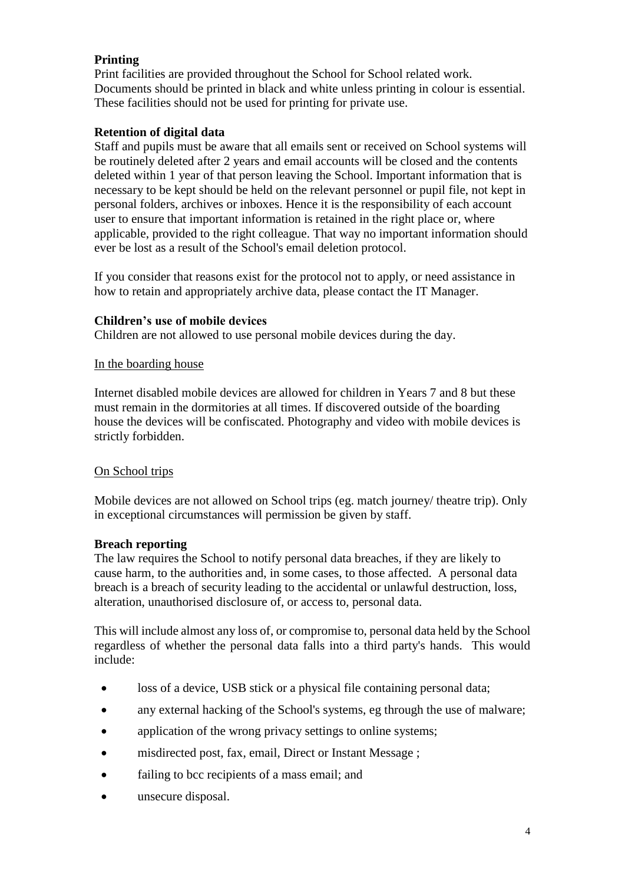**Printing**
Print facilities are provided throughout the School for School related work. Documents should be printed in black and white unless printing in colour is essential. These facilities should not be used for printing for private use.

**Retention of digital data**
Staff and pupils must be aware that all emails sent or received on School systems will be routinely deleted after 2 years and email accounts will be closed and the contents deleted within 1 year of that person leaving the School. Important information that is necessary to be kept should be held on the relevant personnel or pupil file, not kept in personal folders, archives or inboxes. Hence it is the responsibility of each account user to ensure that important information is retained in the right place or, where applicable, provided to the right colleague. That way no important information should ever be lost as a result of the School's email deletion protocol.

If you consider that reasons exist for the protocol not to apply, or need assistance in how to retain and appropriately archive data, please contact the IT Manager.

**Children's use of mobile devices**
Children are not allowed to use personal mobile devices during the day.

<u>In the boarding house</u>

Internet disabled mobile devices are allowed for children in Years 7 and 8 but these must remain in the dormitories at all times. If discovered outside of the boarding house the devices will be confiscated. Photography and video with mobile devices is strictly forbidden.

<u>On School trips</u>

Mobile devices are not allowed on School trips (eg. match journey/ theatre trip). Only in exceptional circumstances will permission be given by staff.

**Breach reporting**
The law requires the School to notify personal data breaches, if they are likely to cause harm, to the authorities and, in some cases, to those affected. A personal data breach is a breach of security leading to the accidental or unlawful destruction, loss, alteration, unauthorised disclosure of, or access to, personal data.

This will include almost any loss of, or compromise to, personal data held by the School regardless of whether the personal data falls into a third party's hands. This would include:

- loss of a device, USB stick or a physical file containing personal data;
- any external hacking of the School's systems, eg through the use of malware;
- application of the wrong privacy settings to online systems;
- misdirected post, fax, email, Direct or Instant Message ;
- failing to bcc recipients of a mass email; and
- unsecure disposal.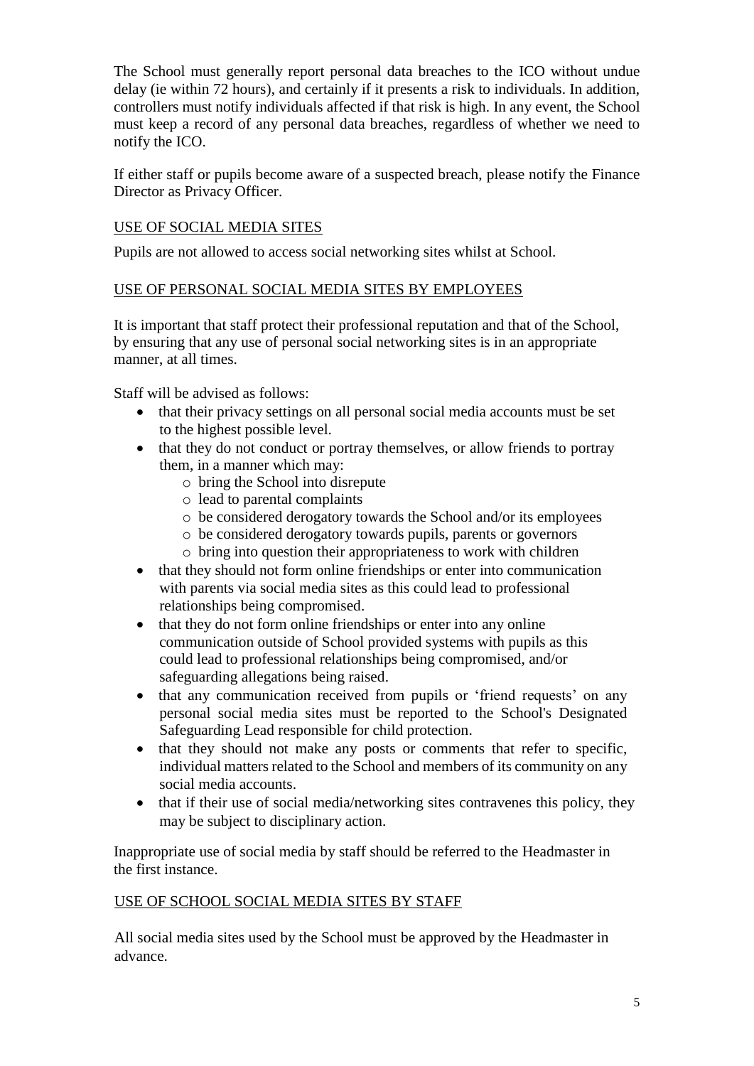The School must generally report personal data breaches to the ICO without undue delay (ie within 72 hours), and certainly if it presents a risk to individuals. In addition, controllers must notify individuals affected if that risk is high. In any event, the School must keep a record of any personal data breaches, regardless of whether we need to notify the ICO.

If either staff or pupils become aware of a suspected breach, please notify the Finance Director as Privacy Officer.

## USE OF SOCIAL MEDIA SITES

Pupils are not allowed to access social networking sites whilst at School.

## USE OF PERSONAL SOCIAL MEDIA SITES BY EMPLOYEES

It is important that staff protect their professional reputation and that of the School, by ensuring that any use of personal social networking sites is in an appropriate manner, at all times.

Staff will be advised as follows:

- that their privacy settings on all personal social media accounts must be set to the highest possible level.
- that they do not conduct or portray themselves, or allow friends to portray them, in a manner which may:
    - bring the School into disrepute
    - lead to parental complaints
    - be considered derogatory towards the School and/or its employees
    - be considered derogatory towards pupils, parents or governors
    - bring into question their appropriateness to work with children
- that they should not form online friendships or enter into communication with parents via social media sites as this could lead to professional relationships being compromised.
- that they do not form online friendships or enter into any online communication outside of School provided systems with pupils as this could lead to professional relationships being compromised, and/or safeguarding allegations being raised.
- that any communication received from pupils or 'friend requests' on any personal social media sites must be reported to the School's Designated Safeguarding Lead responsible for child protection.
- that they should not make any posts or comments that refer to specific, individual matters related to the School and members of its community on any social media accounts.
- that if their use of social media/networking sites contravenes this policy, they may be subject to disciplinary action.

Inappropriate use of social media by staff should be referred to the Headmaster in the first instance.

## USE OF SCHOOL SOCIAL MEDIA SITES BY STAFF

All social media sites used by the School must be approved by the Headmaster in advance.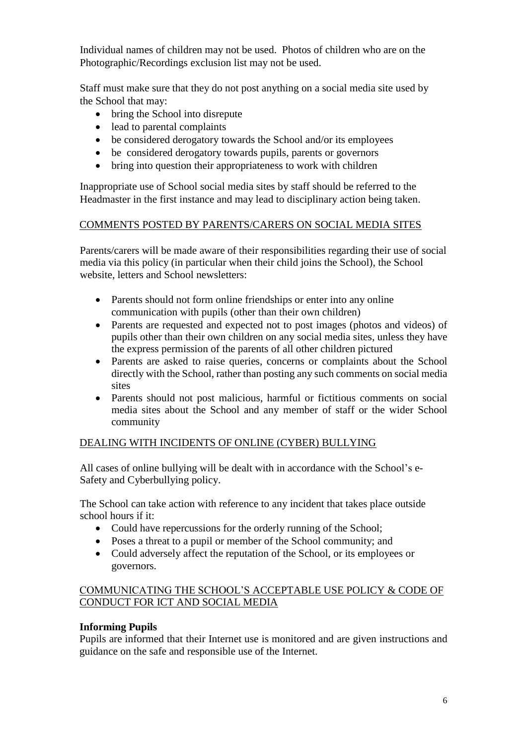Individual names of children may not be used. Photos of children who are on the Photographic/Recordings exclusion list may not be used.

Staff must make sure that they do not post anything on a social media site used by the School that may:

- bring the School into disrepute
- lead to parental complaints
- be considered derogatory towards the School and/or its employees
- be considered derogatory towards pupils, parents or governors
- bring into question their appropriateness to work with children

Inappropriate use of School social media sites by staff should be referred to the Headmaster in the first instance and may lead to disciplinary action being taken.

## COMMENTS POSTED BY PARENTS/CARERS ON SOCIAL MEDIA SITES

Parents/carers will be made aware of their responsibilities regarding their use of social media via this policy (in particular when their child joins the School), the School website, letters and School newsletters:

- Parents should not form online friendships or enter into any online communication with pupils (other than their own children)
- Parents are requested and expected not to post images (photos and videos) of pupils other than their own children on any social media sites, unless they have the express permission of the parents of all other children pictured
- Parents are asked to raise queries, concerns or complaints about the School directly with the School, rather than posting any such comments on social media sites
- Parents should not post malicious, harmful or fictitious comments on social media sites about the School and any member of staff or the wider School community

## DEALING WITH INCIDENTS OF ONLINE (CYBER) BULLYING

All cases of online bullying will be dealt with in accordance with the School's e-Safety and Cyberbullying policy.

The School can take action with reference to any incident that takes place outside school hours if it:

- Could have repercussions for the orderly running of the School;
- Poses a threat to a pupil or member of the School community; and
- Could adversely affect the reputation of the School, or its employees or governors.

## COMMUNICATING THE SCHOOL'S ACCEPTABLE USE POLICY & CODE OF CONDUCT FOR ICT AND SOCIAL MEDIA

**Informing Pupils**

Pupils are informed that their Internet use is monitored and are given instructions and guidance on the safe and responsible use of the Internet.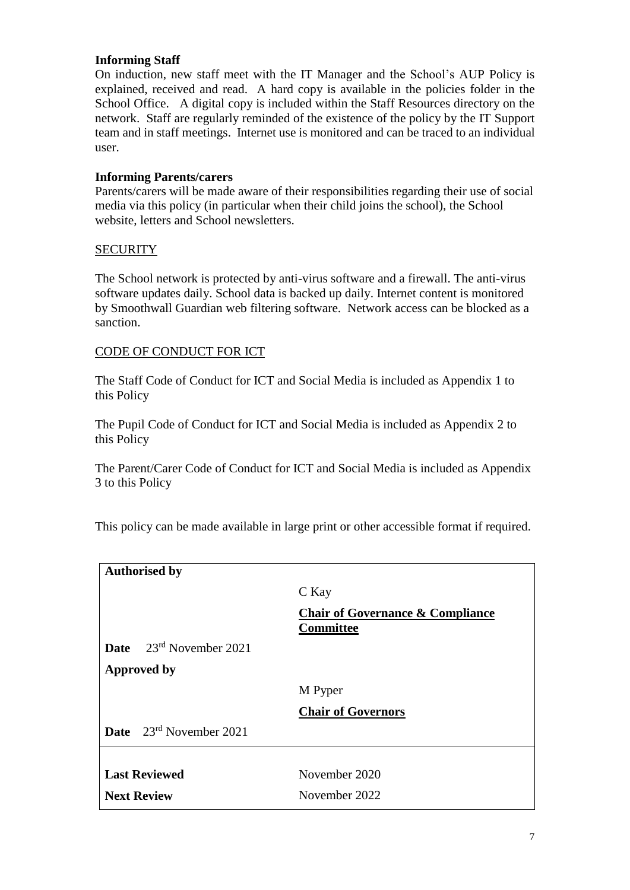**Informing Staff**

On induction, new staff meet with the IT Manager and the School's AUP Policy is explained, received and read. A hard copy is available in the policies folder in the School Office. A digital copy is included within the Staff Resources directory on the network. Staff are regularly reminded of the existence of the policy by the IT Support team and in staff meetings. Internet use is monitored and can be traced to an individual user.

**Informing Parents/carers**

Parents/carers will be made aware of their responsibilities regarding their use of social media via this policy (in particular when their child joins the school), the School website, letters and School newsletters.

## SECURITY

The School network is protected by anti-virus software and a firewall. The anti-virus software updates daily. School data is backed up daily. Internet content is monitored by Smoothwall Guardian web filtering software. Network access can be blocked as a sanction.

## CODE OF CONDUCT FOR ICT

The Staff Code of Conduct for ICT and Social Media is included as Appendix 1 to this Policy

The Pupil Code of Conduct for ICT and Social Media is included as Appendix 2 to this Policy

The Parent/Carer Code of Conduct for ICT and Social Media is included as Appendix 3 to this Policy

This policy can be made available in large print or other accessible format if required.

| | |
|---|---|
| **Authorised by** | |
| | C Kay |
| | **Chair of Governance & Compliance Committee** |
| **Date** 23rd November 2021 | |
| **Approved by** | |
| | M Pyper |
| | **Chair of Governors** |
| **Date** 23rd November 2021 | |
| **Last Reviewed** | November 2020 |
| **Next Review** | November 2022 |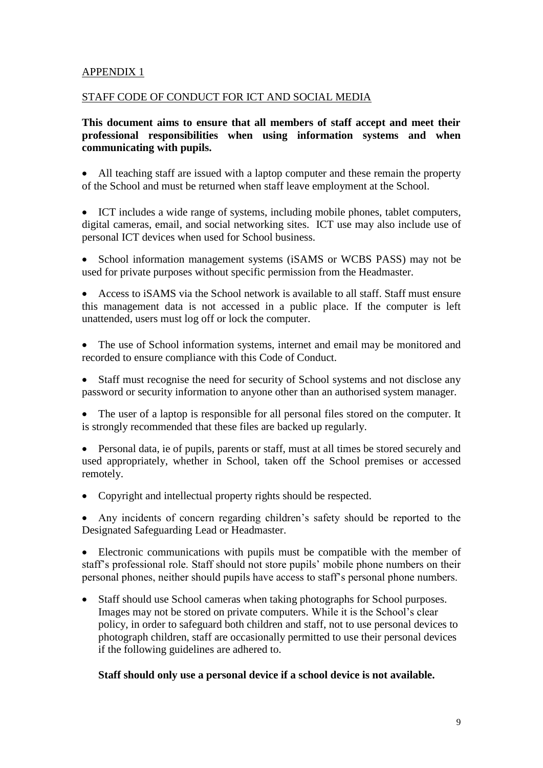## APPENDIX 1

## STAFF CODE OF CONDUCT FOR ICT AND SOCIAL MEDIA

**This document aims to ensure that all members of staff accept and meet their professional responsibilities when using information systems and when communicating with pupils.**

- All teaching staff are issued with a laptop computer and these remain the property of the School and must be returned when staff leave employment at the School.
- ICT includes a wide range of systems, including mobile phones, tablet computers, digital cameras, email, and social networking sites. ICT use may also include use of personal ICT devices when used for School business.
- School information management systems (iSAMS or WCBS PASS) may not be used for private purposes without specific permission from the Headmaster.
- Access to iSAMS via the School network is available to all staff. Staff must ensure this management data is not accessed in a public place. If the computer is left unattended, users must log off or lock the computer.
- The use of School information systems, internet and email may be monitored and recorded to ensure compliance with this Code of Conduct.
- Staff must recognise the need for security of School systems and not disclose any password or security information to anyone other than an authorised system manager.
- The user of a laptop is responsible for all personal files stored on the computer. It is strongly recommended that these files are backed up regularly.
- Personal data, ie of pupils, parents or staff, must at all times be stored securely and used appropriately, whether in School, taken off the School premises or accessed remotely.
- Copyright and intellectual property rights should be respected.
- Any incidents of concern regarding children's safety should be reported to the Designated Safeguarding Lead or Headmaster.
- Electronic communications with pupils must be compatible with the member of staff's professional role. Staff should not store pupils' mobile phone numbers on their personal phones, neither should pupils have access to staff's personal phone numbers.
- Staff should use School cameras when taking photographs for School purposes. Images may not be stored on private computers. While it is the School's clear policy, in order to safeguard both children and staff, not to use personal devices to photograph children, staff are occasionally permitted to use their personal devices if the following guidelines are adhered to.

  **Staff should only use a personal device if a school device is not available.**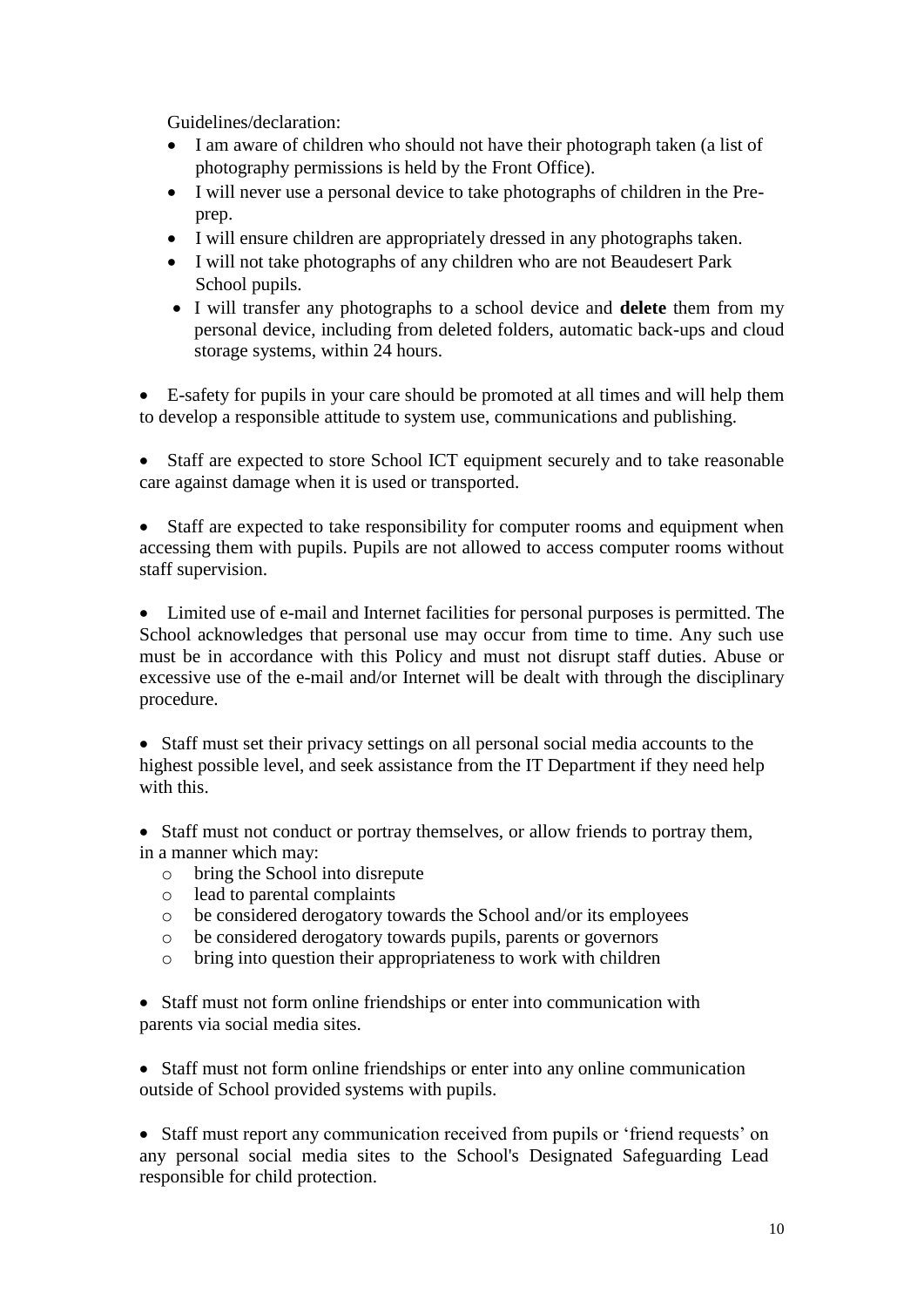Guidelines/declaration:

- I am aware of children who should not have their photograph taken (a list of photography permissions is held by the Front Office).
- I will never use a personal device to take photographs of children in the Pre-prep.
- I will ensure children are appropriately dressed in any photographs taken.
- I will not take photographs of any children who are not Beaudesert Park School pupils.
- I will transfer any photographs to a school device and **delete** them from my personal device, including from deleted folders, automatic back-ups and cloud storage systems, within 24 hours.

- E-safety for pupils in your care should be promoted at all times and will help them to develop a responsible attitude to system use, communications and publishing.

- Staff are expected to store School ICT equipment securely and to take reasonable care against damage when it is used or transported.

- Staff are expected to take responsibility for computer rooms and equipment when accessing them with pupils. Pupils are not allowed to access computer rooms without staff supervision.

- Limited use of e-mail and Internet facilities for personal purposes is permitted. The School acknowledges that personal use may occur from time to time. Any such use must be in accordance with this Policy and must not disrupt staff duties. Abuse or excessive use of the e-mail and/or Internet will be dealt with through the disciplinary procedure.

- Staff must set their privacy settings on all personal social media accounts to the highest possible level, and seek assistance from the IT Department if they need help with this.

- Staff must not conduct or portray themselves, or allow friends to portray them, in a manner which may:
  - bring the School into disrepute
  - lead to parental complaints
  - be considered derogatory towards the School and/or its employees
  - be considered derogatory towards pupils, parents or governors
  - bring into question their appropriateness to work with children

- Staff must not form online friendships or enter into communication with parents via social media sites.

- Staff must not form online friendships or enter into any online communication outside of School provided systems with pupils.

- Staff must report any communication received from pupils or 'friend requests' on any personal social media sites to the School's Designated Safeguarding Lead responsible for child protection.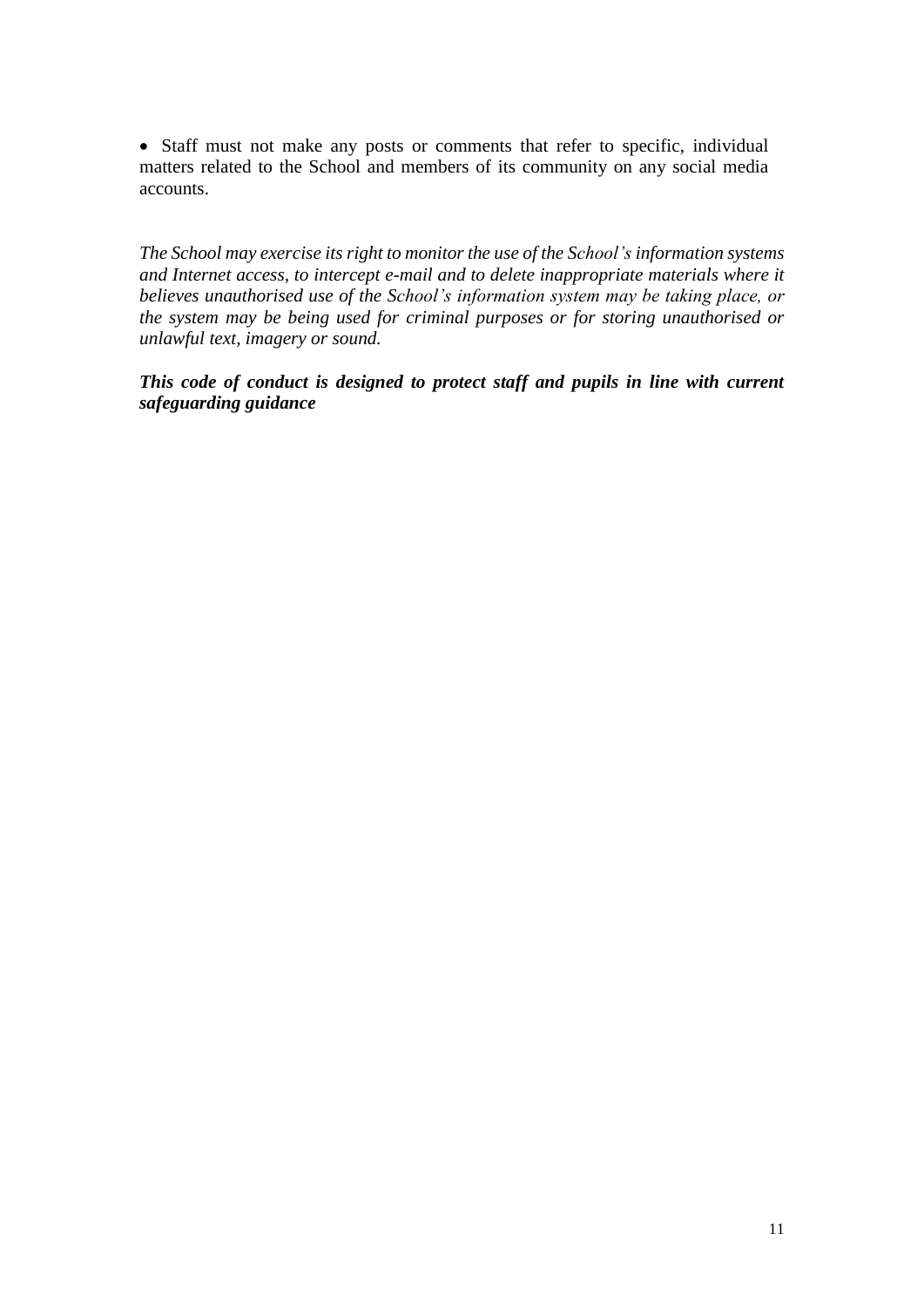- Staff must not make any posts or comments that refer to specific, individual matters related to the School and members of its community on any social media accounts.

*The School may exercise its right to monitor the use of the School's information systems and Internet access, to intercept e-mail and to delete inappropriate materials where it believes unauthorised use of the School's information system may be taking place, or the system may be being used for criminal purposes or for storing unauthorised or unlawful text, imagery or sound.*

***This code of conduct is designed to protect staff and pupils in line with current safeguarding guidance***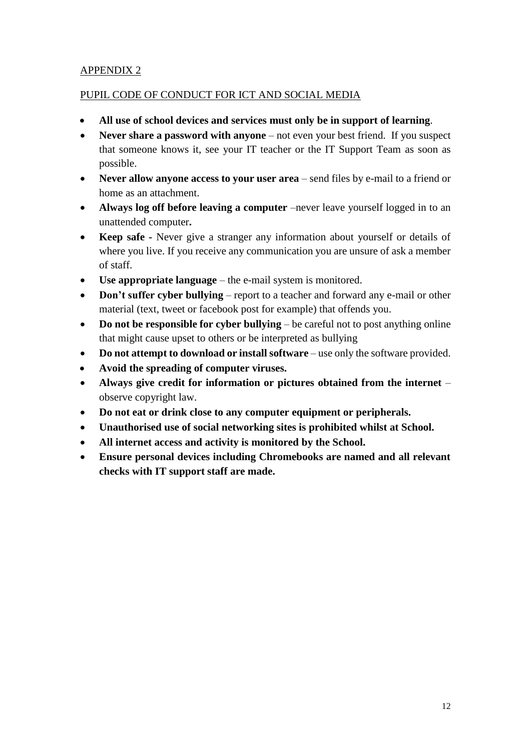APPENDIX 2

PUPIL CODE OF CONDUCT FOR ICT AND SOCIAL MEDIA

- **All use of school devices and services must only be in support of learning**.
- **Never share a password with anyone** – not even your best friend. If you suspect that someone knows it, see your IT teacher or the IT Support Team as soon as possible.
- **Never allow anyone access to your user area** – send files by e-mail to a friend or home as an attachment.
- **Always log off before leaving a computer** –never leave yourself logged in to an unattended computer**.**
- **Keep safe -** Never give a stranger any information about yourself or details of where you live. If you receive any communication you are unsure of ask a member of staff.
- **Use appropriate language** – the e-mail system is monitored.
- **Don't suffer cyber bullying** – report to a teacher and forward any e-mail or other material (text, tweet or facebook post for example) that offends you.
- **Do not be responsible for cyber bullying** – be careful not to post anything online that might cause upset to others or be interpreted as bullying
- **Do not attempt to download or install software** – use only the software provided.
- **Avoid the spreading of computer viruses.**
- **Always give credit for information or pictures obtained from the internet** – observe copyright law.
- **Do not eat or drink close to any computer equipment or peripherals.**
- **Unauthorised use of social networking sites is prohibited whilst at School.**
- **All internet access and activity is monitored by the School.**
- **Ensure personal devices including Chromebooks are named and all relevant checks with IT support staff are made.**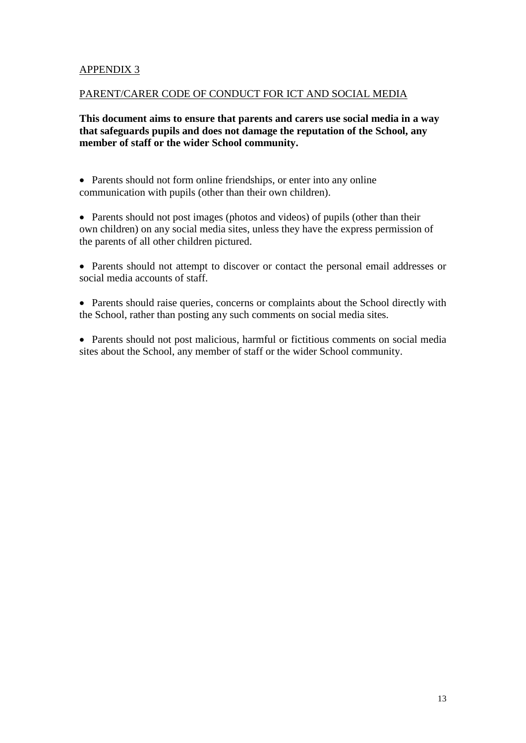APPENDIX 3

PARENT/CARER CODE OF CONDUCT FOR ICT AND SOCIAL MEDIA

**This document aims to ensure that parents and carers use social media in a way that safeguards pupils and does not damage the reputation of the School, any member of staff or the wider School community.**

- Parents should not form online friendships, or enter into any online communication with pupils (other than their own children).
- Parents should not post images (photos and videos) of pupils (other than their own children) on any social media sites, unless they have the express permission of the parents of all other children pictured.
- Parents should not attempt to discover or contact the personal email addresses or social media accounts of staff.
- Parents should raise queries, concerns or complaints about the School directly with the School, rather than posting any such comments on social media sites.
- Parents should not post malicious, harmful or fictitious comments on social media sites about the School, any member of staff or the wider School community.